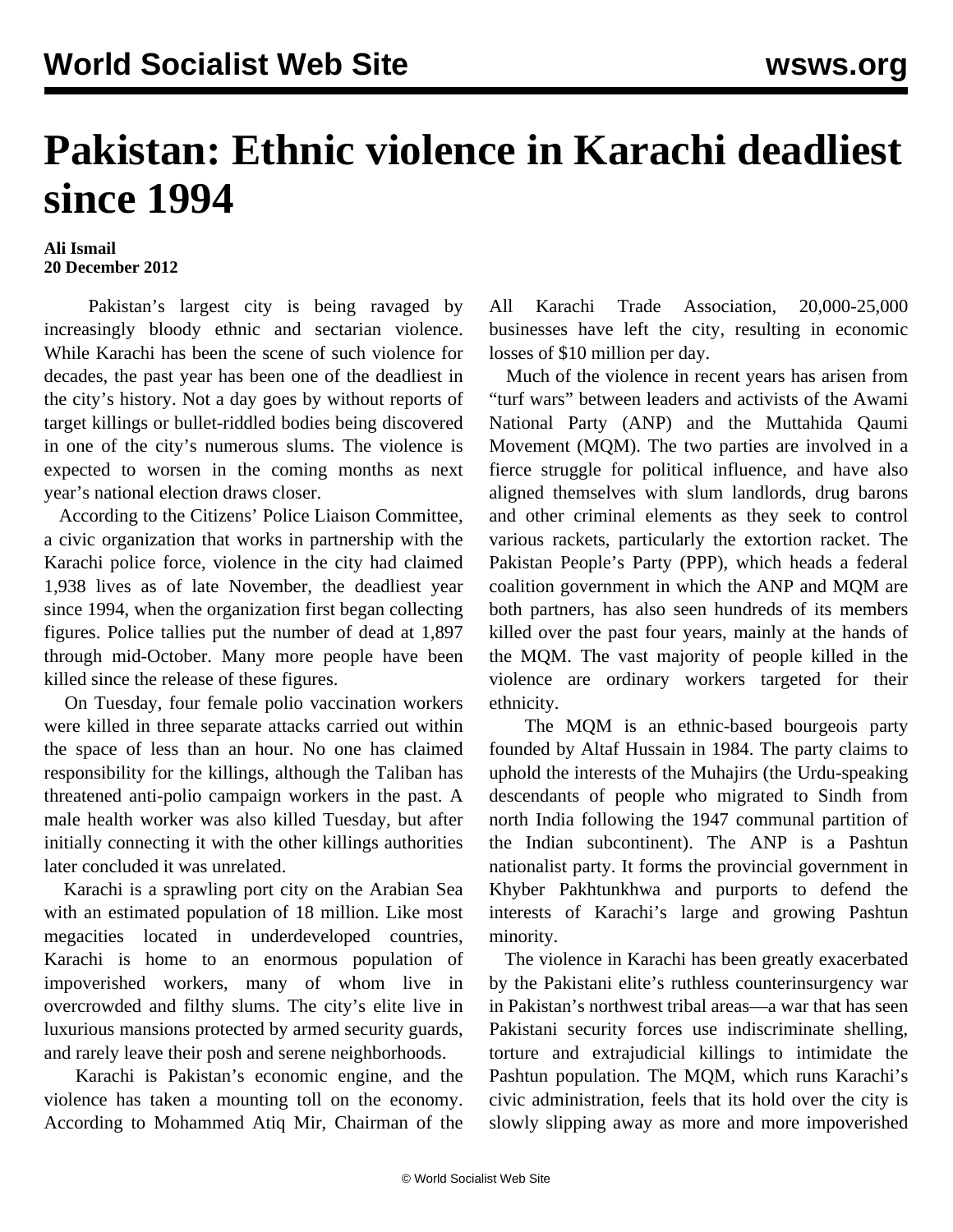# Pakistan: Ethnic violence in Karachi deadliest since 1994

**Ali Ismail**
**20 December 2012**

Pakistan's largest city is being ravaged by increasingly bloody ethnic and sectarian violence. While Karachi has been the scene of such violence for decades, the past year has been one of the deadliest in the city's history. Not a day goes by without reports of target killings or bullet-riddled bodies being discovered in one of the city's numerous slums. The violence is expected to worsen in the coming months as next year's national election draws closer.

According to the Citizens' Police Liaison Committee, a civic organization that works in partnership with the Karachi police force, violence in the city had claimed 1,938 lives as of late November, the deadliest year since 1994, when the organization first began collecting figures. Police tallies put the number of dead at 1,897 through mid-October. Many more people have been killed since the release of these figures.

On Tuesday, four female polio vaccination workers were killed in three separate attacks carried out within the space of less than an hour. No one has claimed responsibility for the killings, although the Taliban has threatened anti-polio campaign workers in the past. A male health worker was also killed Tuesday, but after initially connecting it with the other killings authorities later concluded it was unrelated.

Karachi is a sprawling port city on the Arabian Sea with an estimated population of 18 million. Like most megacities located in underdeveloped countries, Karachi is home to an enormous population of impoverished workers, many of whom live in overcrowded and filthy slums. The city's elite live in luxurious mansions protected by armed security guards, and rarely leave their posh and serene neighborhoods.

Karachi is Pakistan's economic engine, and the violence has taken a mounting toll on the economy. According to Mohammed Atiq Mir, Chairman of the All Karachi Trade Association, 20,000-25,000 businesses have left the city, resulting in economic losses of $10 million per day.

Much of the violence in recent years has arisen from "turf wars" between leaders and activists of the Awami National Party (ANP) and the Muttahida Qaumi Movement (MQM). The two parties are involved in a fierce struggle for political influence, and have also aligned themselves with slum landlords, drug barons and other criminal elements as they seek to control various rackets, particularly the extortion racket. The Pakistan People's Party (PPP), which heads a federal coalition government in which the ANP and MQM are both partners, has also seen hundreds of its members killed over the past four years, mainly at the hands of the MQM. The vast majority of people killed in the violence are ordinary workers targeted for their ethnicity.

The MQM is an ethnic-based bourgeois party founded by Altaf Hussain in 1984. The party claims to uphold the interests of the Muhajirs (the Urdu-speaking descendants of people who migrated to Sindh from north India following the 1947 communal partition of the Indian subcontinent). The ANP is a Pashtun nationalist party. It forms the provincial government in Khyber Pakhtunkhwa and purports to defend the interests of Karachi's large and growing Pashtun minority.

The violence in Karachi has been greatly exacerbated by the Pakistani elite's ruthless counterinsurgency war in Pakistan's northwest tribal areas—a war that has seen Pakistani security forces use indiscriminate shelling, torture and extrajudicial killings to intimidate the Pashtun population. The MQM, which runs Karachi's civic administration, feels that its hold over the city is slowly slipping away as more and more impoverished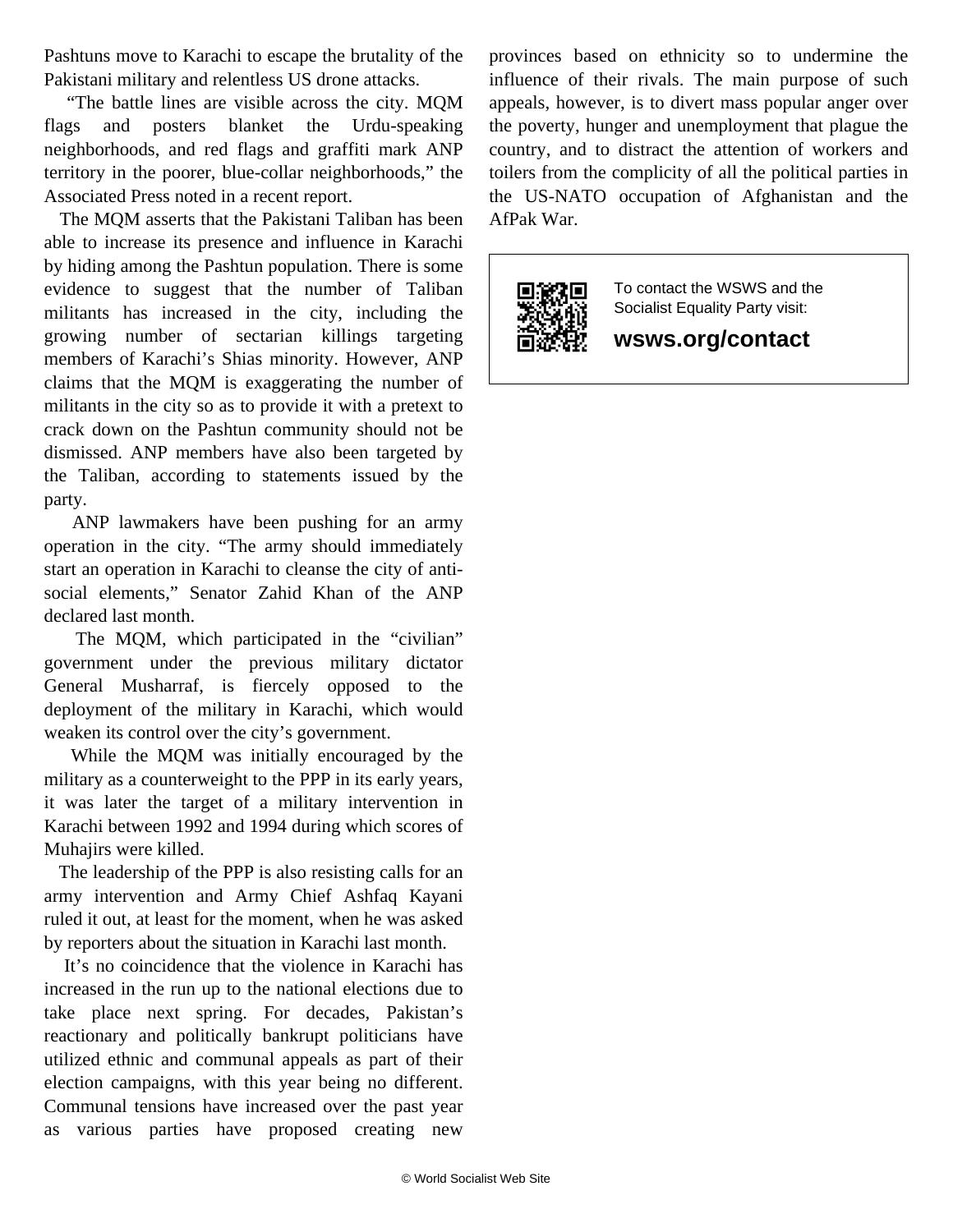Pashtuns move to Karachi to escape the brutality of the Pakistani military and relentless US drone attacks.

"The battle lines are visible across the city. MQM flags and posters blanket the Urdu-speaking neighborhoods, and red flags and graffiti mark ANP territory in the poorer, blue-collar neighborhoods," the Associated Press noted in a recent report.

The MQM asserts that the Pakistani Taliban has been able to increase its presence and influence in Karachi by hiding among the Pashtun population. There is some evidence to suggest that the number of Taliban militants has increased in the city, including the growing number of sectarian killings targeting members of Karachi's Shias minority. However, ANP claims that the MQM is exaggerating the number of militants in the city so as to provide it with a pretext to crack down on the Pashtun community should not be dismissed. ANP members have also been targeted by the Taliban, according to statements issued by the party.

ANP lawmakers have been pushing for an army operation in the city. "The army should immediately start an operation in Karachi to cleanse the city of anti-social elements," Senator Zahid Khan of the ANP declared last month.

The MQM, which participated in the "civilian" government under the previous military dictator General Musharraf, is fiercely opposed to the deployment of the military in Karachi, which would weaken its control over the city's government.

While the MQM was initially encouraged by the military as a counterweight to the PPP in its early years, it was later the target of a military intervention in Karachi between 1992 and 1994 during which scores of Muhajirs were killed.

The leadership of the PPP is also resisting calls for an army intervention and Army Chief Ashfaq Kayani ruled it out, at least for the moment, when he was asked by reporters about the situation in Karachi last month.

It's no coincidence that the violence in Karachi has increased in the run up to the national elections due to take place next spring. For decades, Pakistan's reactionary and politically bankrupt politicians have utilized ethnic and communal appeals as part of their election campaigns, with this year being no different. Communal tensions have increased over the past year as various parties have proposed creating new provinces based on ethnicity so to undermine the influence of their rivals. The main purpose of such appeals, however, is to divert mass popular anger over the poverty, hunger and unemployment that plague the country, and to distract the attention of workers and toilers from the complicity of all the political parties in the US-NATO occupation of Afghanistan and the AfPak War.

To contact the WSWS and the Socialist Equality Party visit:

**wsws.org/contact**